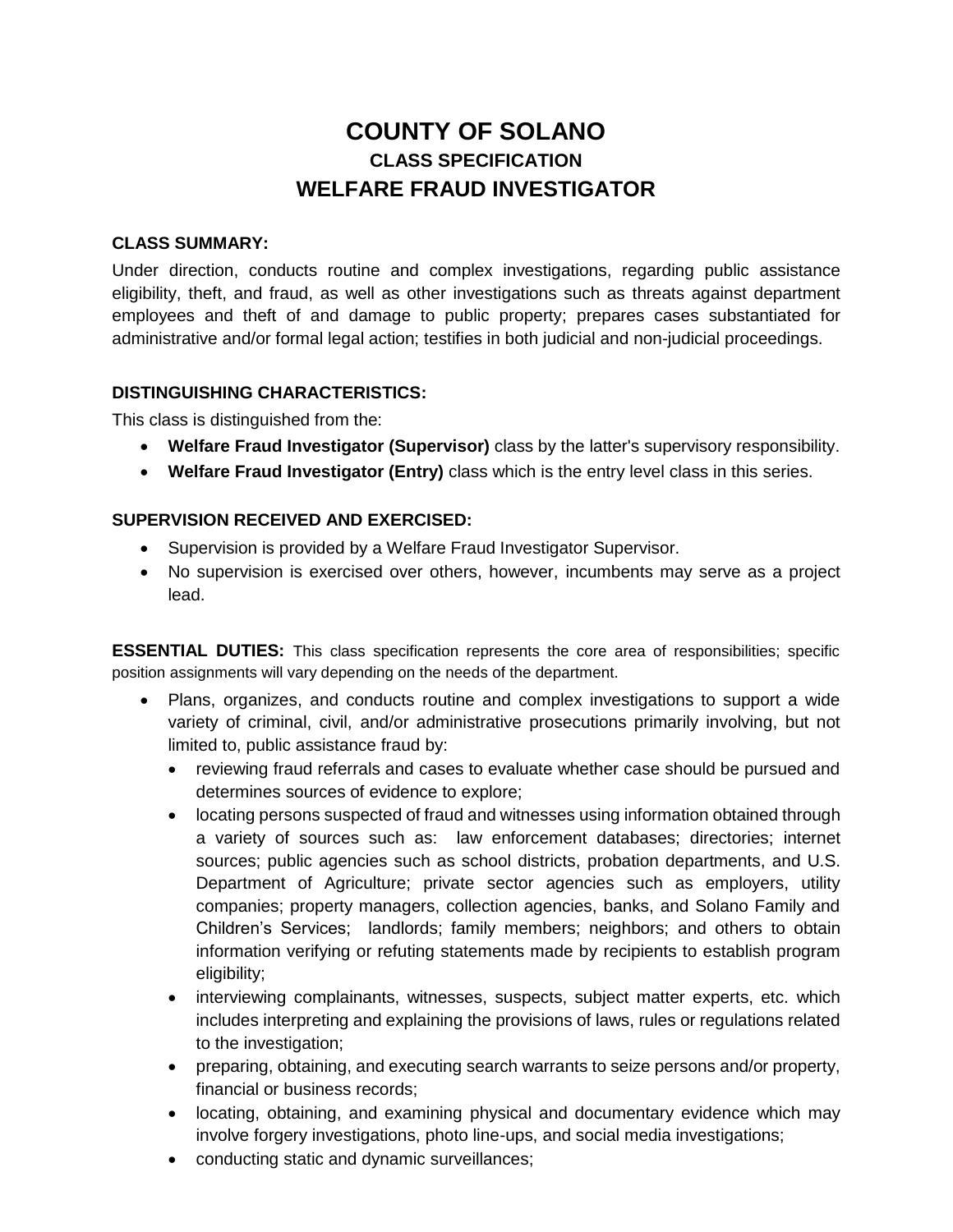# COUNTY OF SOLANO

## CLASS SPECIFICATION

## WELFARE FRAUD INVESTIGATOR

**CLASS SUMMARY:**

Under direction, conducts routine and complex investigations, regarding public assistance eligibility, theft, and fraud, as well as other investigations such as threats against department employees and theft of and damage to public property; prepares cases substantiated for administrative and/or formal legal action; testifies in both judicial and non-judicial proceedings.

**DISTINGUISHING CHARACTERISTICS:**

This class is distinguished from the:

- **Welfare Fraud Investigator (Supervisor)** class by the latter's supervisory responsibility.
- **Welfare Fraud Investigator (Entry)** class which is the entry level class in this series.

**SUPERVISION RECEIVED AND EXERCISED:**

- Supervision is provided by a Welfare Fraud Investigator Supervisor.
- No supervision is exercised over others, however, incumbents may serve as a project lead.

**ESSENTIAL DUTIES:** This class specification represents the core area of responsibilities; specific position assignments will vary depending on the needs of the department.

- Plans, organizes, and conducts routine and complex investigations to support a wide variety of criminal, civil, and/or administrative prosecutions primarily involving, but not limited to, public assistance fraud by:
  - reviewing fraud referrals and cases to evaluate whether case should be pursued and determines sources of evidence to explore;
  - locating persons suspected of fraud and witnesses using information obtained through a variety of sources such as: law enforcement databases; directories; internet sources; public agencies such as school districts, probation departments, and U.S. Department of Agriculture; private sector agencies such as employers, utility companies; property managers, collection agencies, banks, and Solano Family and Children's Services; landlords; family members; neighbors; and others to obtain information verifying or refuting statements made by recipients to establish program eligibility;
  - interviewing complainants, witnesses, suspects, subject matter experts, etc. which includes interpreting and explaining the provisions of laws, rules or regulations related to the investigation;
  - preparing, obtaining, and executing search warrants to seize persons and/or property, financial or business records;
  - locating, obtaining, and examining physical and documentary evidence which may involve forgery investigations, photo line-ups, and social media investigations;
  - conducting static and dynamic surveillances;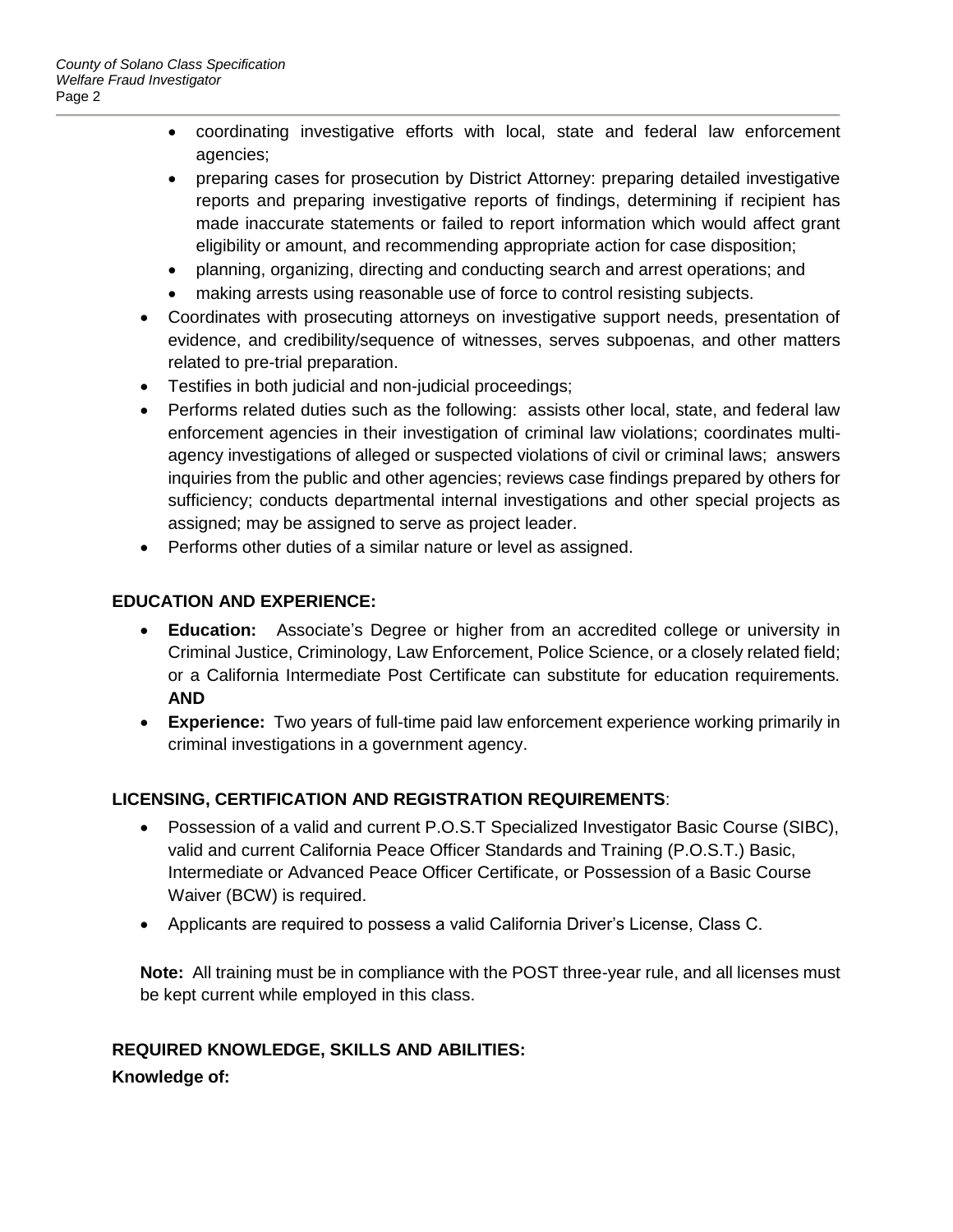- coordinating investigative efforts with local, state and federal law enforcement agencies;
  - preparing cases for prosecution by District Attorney: preparing detailed investigative reports and preparing investigative reports of findings, determining if recipient has made inaccurate statements or failed to report information which would affect grant eligibility or amount, and recommending appropriate action for case disposition;
  - planning, organizing, directing and conducting search and arrest operations; and
  - making arrests using reasonable use of force to control resisting subjects.
- Coordinates with prosecuting attorneys on investigative support needs, presentation of evidence, and credibility/sequence of witnesses, serves subpoenas, and other matters related to pre-trial preparation.
- Testifies in both judicial and non-judicial proceedings;
- Performs related duties such as the following: assists other local, state, and federal law enforcement agencies in their investigation of criminal law violations; coordinates multi-agency investigations of alleged or suspected violations of civil or criminal laws; answers inquiries from the public and other agencies; reviews case findings prepared by others for sufficiency; conducts departmental internal investigations and other special projects as assigned; may be assigned to serve as project leader.
- Performs other duties of a similar nature or level as assigned.

## EDUCATION AND EXPERIENCE:

- **Education:** Associate's Degree or higher from an accredited college or university in Criminal Justice, Criminology, Law Enforcement, Police Science, or a closely related field; or a California Intermediate Post Certificate can substitute for education requirements. **AND**
- **Experience:** Two years of full-time paid law enforcement experience working primarily in criminal investigations in a government agency.

## LICENSING, CERTIFICATION AND REGISTRATION REQUIREMENTS:

- Possession of a valid and current P.O.S.T Specialized Investigator Basic Course (SIBC), valid and current California Peace Officer Standards and Training (P.O.S.T.) Basic, Intermediate or Advanced Peace Officer Certificate, or Possession of a Basic Course Waiver (BCW) is required.
- Applicants are required to possess a valid California Driver's License, Class C.

**Note:** All training must be in compliance with the POST three-year rule, and all licenses must be kept current while employed in this class.

## REQUIRED KNOWLEDGE, SKILLS AND ABILITIES:

**Knowledge of:**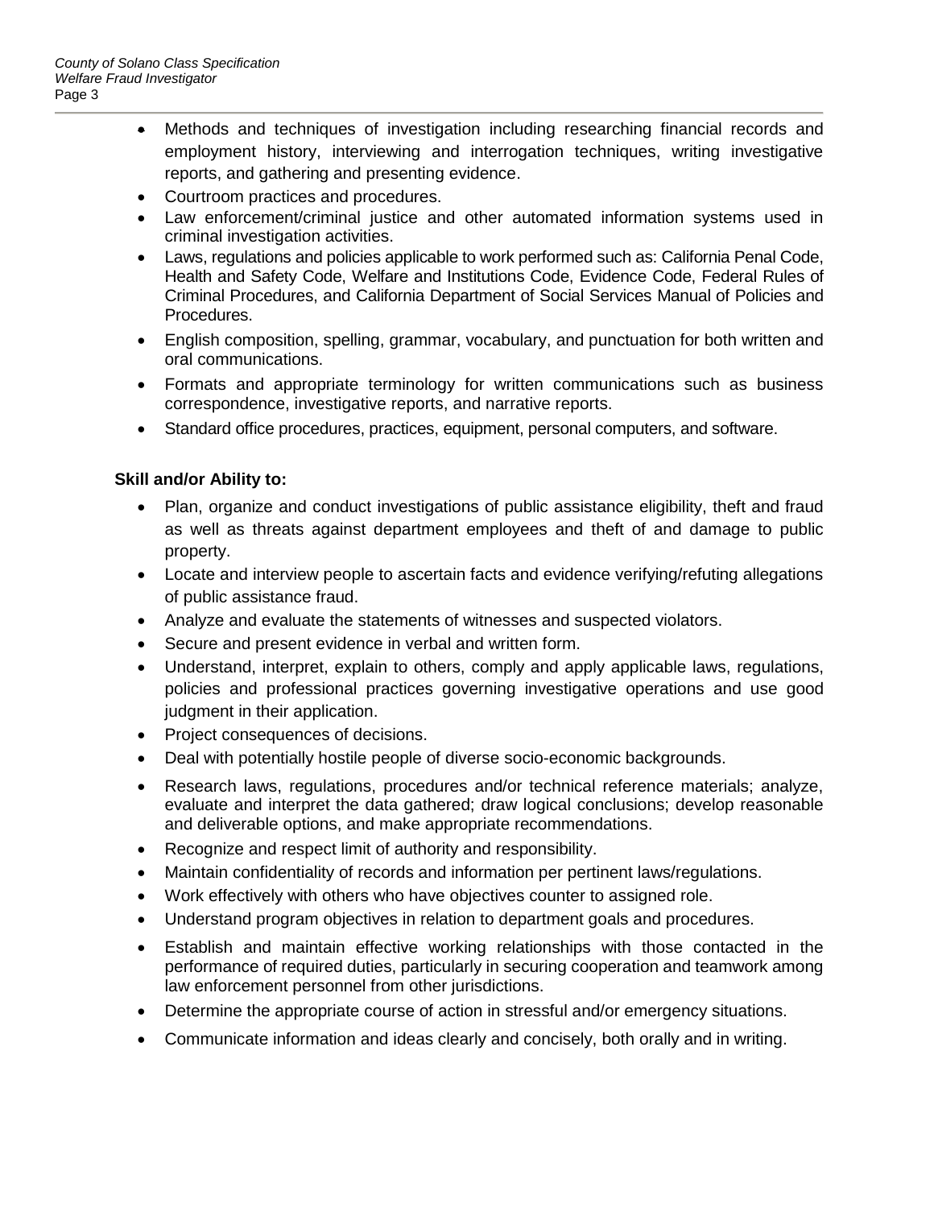- Methods and techniques of investigation including researching financial records and employment history, interviewing and interrogation techniques, writing investigative reports, and gathering and presenting evidence.
- Courtroom practices and procedures.
- Law enforcement/criminal justice and other automated information systems used in criminal investigation activities.
- Laws, regulations and policies applicable to work performed such as: California Penal Code, Health and Safety Code, Welfare and Institutions Code, Evidence Code, Federal Rules of Criminal Procedures, and California Department of Social Services Manual of Policies and Procedures.
- English composition, spelling, grammar, vocabulary, and punctuation for both written and oral communications.
- Formats and appropriate terminology for written communications such as business correspondence, investigative reports, and narrative reports.
- Standard office procedures, practices, equipment, personal computers, and software.

**Skill and/or Ability to:**

- Plan, organize and conduct investigations of public assistance eligibility, theft and fraud as well as threats against department employees and theft of and damage to public property.
- Locate and interview people to ascertain facts and evidence verifying/refuting allegations of public assistance fraud.
- Analyze and evaluate the statements of witnesses and suspected violators.
- Secure and present evidence in verbal and written form.
- Understand, interpret, explain to others, comply and apply applicable laws, regulations, policies and professional practices governing investigative operations and use good judgment in their application.
- Project consequences of decisions.
- Deal with potentially hostile people of diverse socio-economic backgrounds.
- Research laws, regulations, procedures and/or technical reference materials; analyze, evaluate and interpret the data gathered; draw logical conclusions; develop reasonable and deliverable options, and make appropriate recommendations.
- Recognize and respect limit of authority and responsibility.
- Maintain confidentiality of records and information per pertinent laws/regulations.
- Work effectively with others who have objectives counter to assigned role.
- Understand program objectives in relation to department goals and procedures.
- Establish and maintain effective working relationships with those contacted in the performance of required duties, particularly in securing cooperation and teamwork among law enforcement personnel from other jurisdictions.
- Determine the appropriate course of action in stressful and/or emergency situations.
- Communicate information and ideas clearly and concisely, both orally and in writing.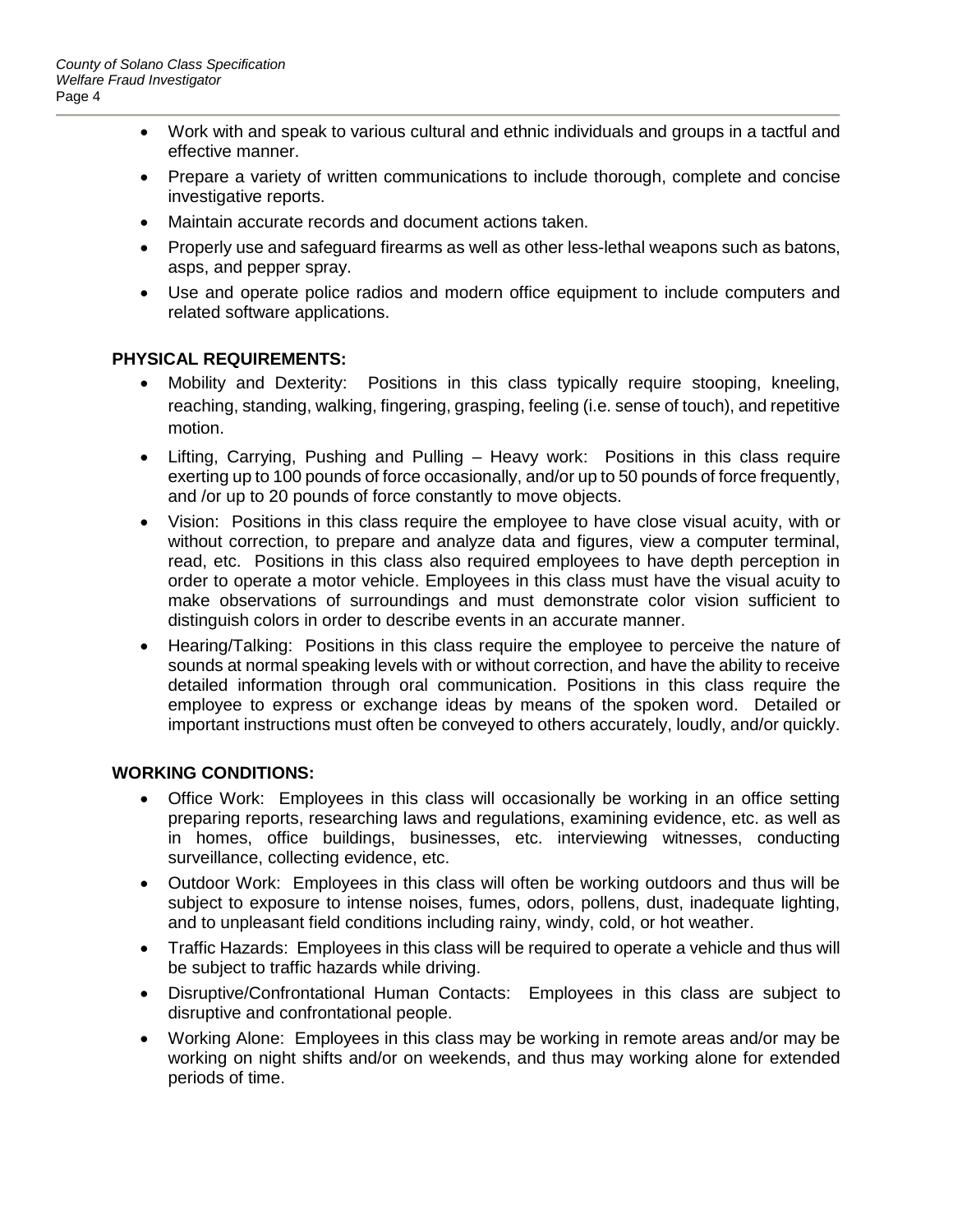- Work with and speak to various cultural and ethnic individuals and groups in a tactful and effective manner.
- Prepare a variety of written communications to include thorough, complete and concise investigative reports.
- Maintain accurate records and document actions taken.
- Properly use and safeguard firearms as well as other less-lethal weapons such as batons, asps, and pepper spray.
- Use and operate police radios and modern office equipment to include computers and related software applications.

**PHYSICAL REQUIREMENTS:**

- Mobility and Dexterity: Positions in this class typically require stooping, kneeling, reaching, standing, walking, fingering, grasping, feeling (i.e. sense of touch), and repetitive motion.
- Lifting, Carrying, Pushing and Pulling – Heavy work: Positions in this class require exerting up to 100 pounds of force occasionally, and/or up to 50 pounds of force frequently, and /or up to 20 pounds of force constantly to move objects.
- Vision: Positions in this class require the employee to have close visual acuity, with or without correction, to prepare and analyze data and figures, view a computer terminal, read, etc. Positions in this class also required employees to have depth perception in order to operate a motor vehicle. Employees in this class must have the visual acuity to make observations of surroundings and must demonstrate color vision sufficient to distinguish colors in order to describe events in an accurate manner.
- Hearing/Talking: Positions in this class require the employee to perceive the nature of sounds at normal speaking levels with or without correction, and have the ability to receive detailed information through oral communication. Positions in this class require the employee to express or exchange ideas by means of the spoken word. Detailed or important instructions must often be conveyed to others accurately, loudly, and/or quickly.

**WORKING CONDITIONS:**

- Office Work: Employees in this class will occasionally be working in an office setting preparing reports, researching laws and regulations, examining evidence, etc. as well as in homes, office buildings, businesses, etc. interviewing witnesses, conducting surveillance, collecting evidence, etc.
- Outdoor Work: Employees in this class will often be working outdoors and thus will be subject to exposure to intense noises, fumes, odors, pollens, dust, inadequate lighting, and to unpleasant field conditions including rainy, windy, cold, or hot weather.
- Traffic Hazards: Employees in this class will be required to operate a vehicle and thus will be subject to traffic hazards while driving.
- Disruptive/Confrontational Human Contacts: Employees in this class are subject to disruptive and confrontational people.
- Working Alone: Employees in this class may be working in remote areas and/or may be working on night shifts and/or on weekends, and thus may working alone for extended periods of time.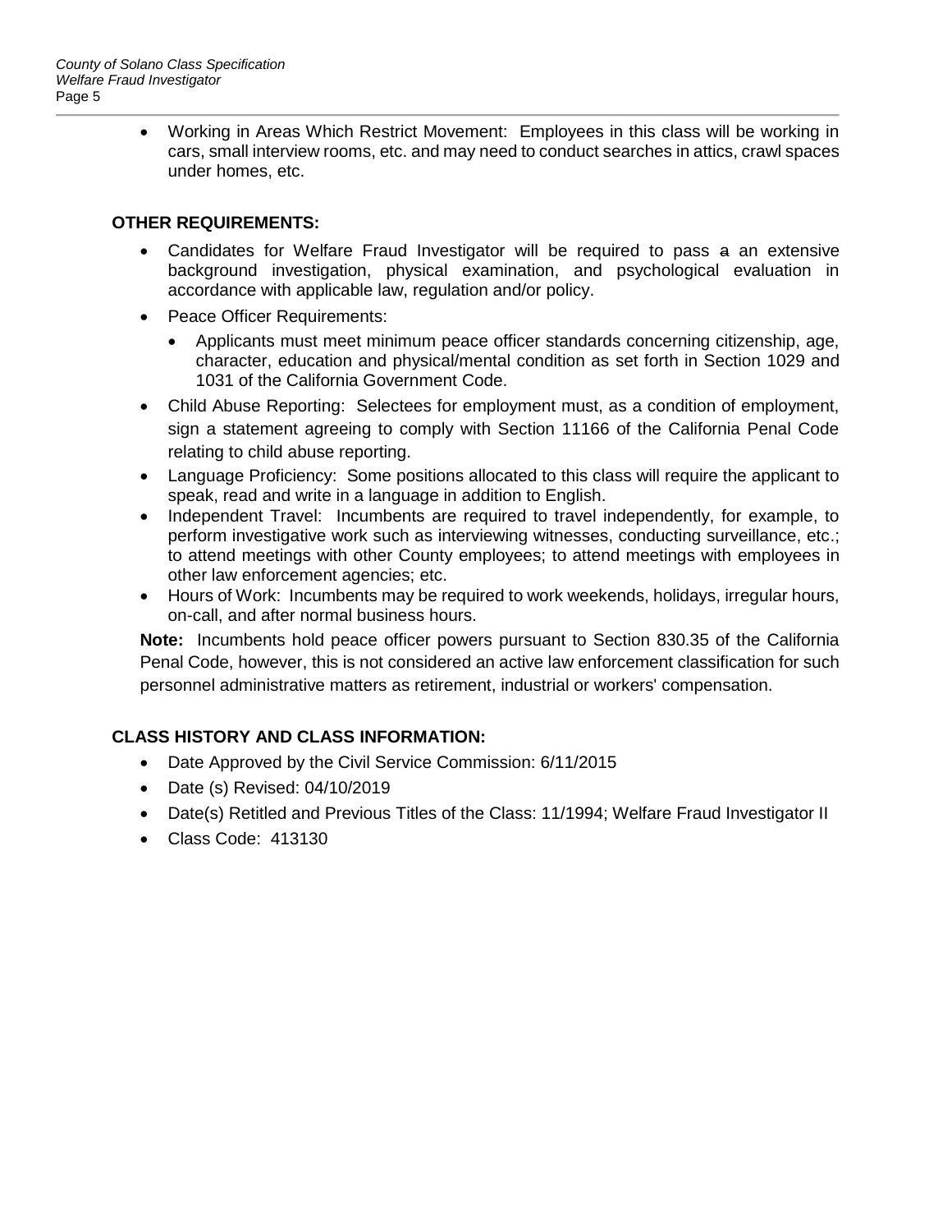- Working in Areas Which Restrict Movement: Employees in this class will be working in cars, small interview rooms, etc. and may need to conduct searches in attics, crawl spaces under homes, etc.

## OTHER REQUIREMENTS:

- Candidates for Welfare Fraud Investigator will be required to pass ~~a~~ an extensive background investigation, physical examination, and psychological evaluation in accordance with applicable law, regulation and/or policy.
- Peace Officer Requirements:
  - Applicants must meet minimum peace officer standards concerning citizenship, age, character, education and physical/mental condition as set forth in Section 1029 and 1031 of the California Government Code.
- Child Abuse Reporting: Selectees for employment must, as a condition of employment, sign a statement agreeing to comply with Section 11166 of the California Penal Code relating to child abuse reporting.
- Language Proficiency: Some positions allocated to this class will require the applicant to speak, read and write in a language in addition to English.
- Independent Travel: Incumbents are required to travel independently, for example, to perform investigative work such as interviewing witnesses, conducting surveillance, etc.; to attend meetings with other County employees; to attend meetings with employees in other law enforcement agencies; etc.
- Hours of Work: Incumbents may be required to work weekends, holidays, irregular hours, on-call, and after normal business hours.

**Note:** Incumbents hold peace officer powers pursuant to Section 830.35 of the California Penal Code, however, this is not considered an active law enforcement classification for such personnel administrative matters as retirement, industrial or workers' compensation.

## CLASS HISTORY AND CLASS INFORMATION:

- Date Approved by the Civil Service Commission: 6/11/2015
- Date (s) Revised: 04/10/2019
- Date(s) Retitled and Previous Titles of the Class: 11/1994; Welfare Fraud Investigator II
- Class Code: 413130